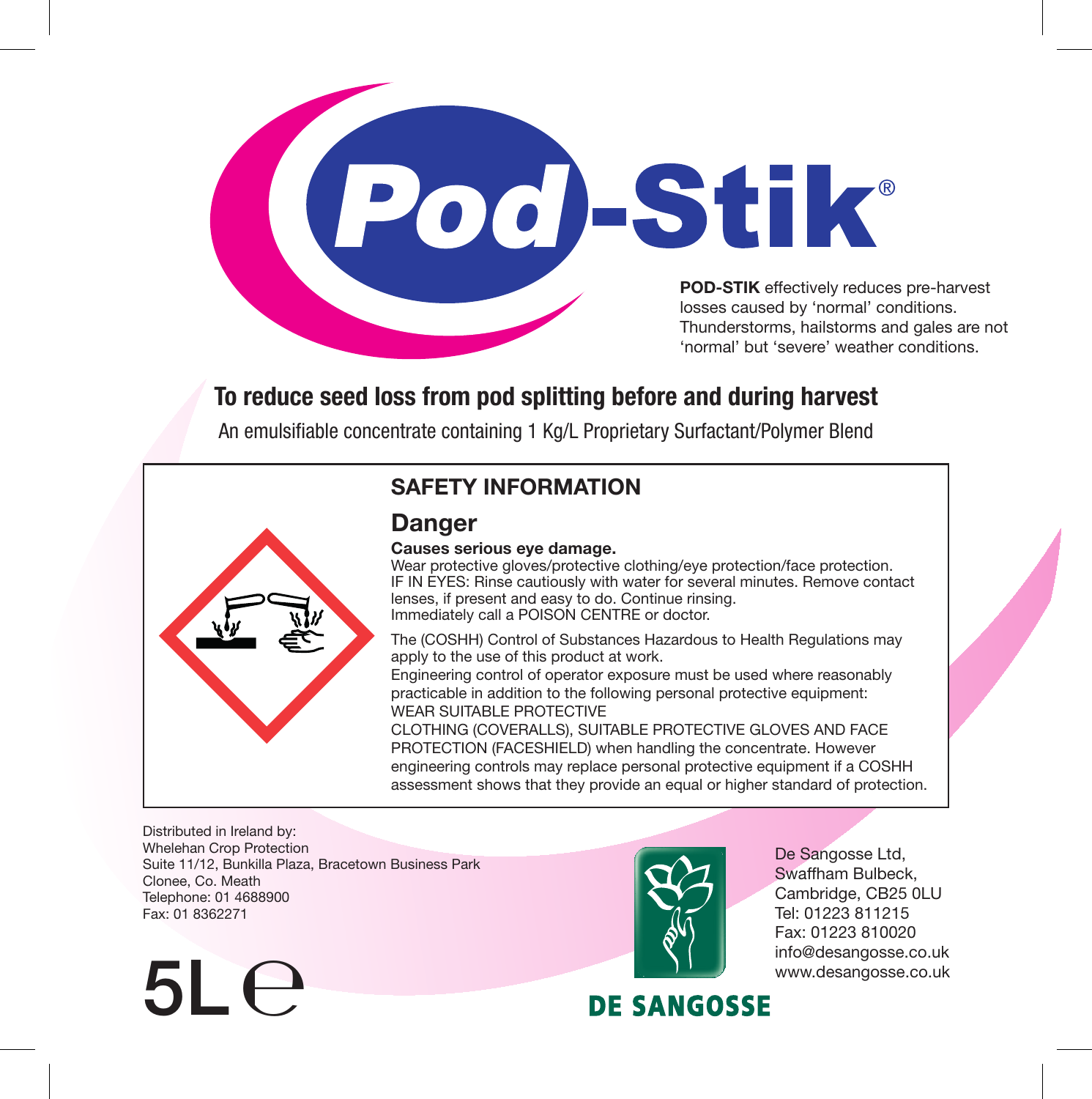# Pod-Stik®

**POD-STIK** effectively reduces pre-harvest losses caused by 'normal' conditions. Thunderstorms, hailstorms and gales are not 'normal' but 'severe' weather conditions.

## To reduce seed loss from pod splitting before and during harvest

An emulsifiable concentrate containing 1 Kg/L Proprietary Surfactant/Polymer Blend

### SAFETY INFORMATION

### Danger

**Causes serious eye damage.**
Wear protective gloves/protective clothing/eye protection/face protection.
IF IN EYES: Rinse cautiously with water for several minutes. Remove contact lenses, if present and easy to do. Continue rinsing.
Immediately call a POISON CENTRE or doctor.

The (COSHH) Control of Substances Hazardous to Health Regulations may apply to the use of this product at work.
Engineering control of operator exposure must be used where reasonably practicable in addition to the following personal protective equipment:
WEAR SUITABLE PROTECTIVE
CLOTHING (COVERALLS), SUITABLE PROTECTIVE GLOVES AND FACE PROTECTION (FACESHIELD) when handling the concentrate. However engineering controls may replace personal protective equipment if a COSHH assessment shows that they provide an equal or higher standard of protection.

Distributed in Ireland by:
Whelehan Crop Protection
Suite 11/12, Bunkilla Plaza, Bracetown Business Park
Clonee, Co. Meath
Telephone: 01 4688900
Fax: 01 8362271

5L ℮

De Sangosse Ltd,
Swaffham Bulbeck,
Cambridge, CB25 0LU
Tel: 01223 811215
Fax: 01223 810020
info@desangosse.co.uk
www.desangosse.co.uk

DE SANGOSSE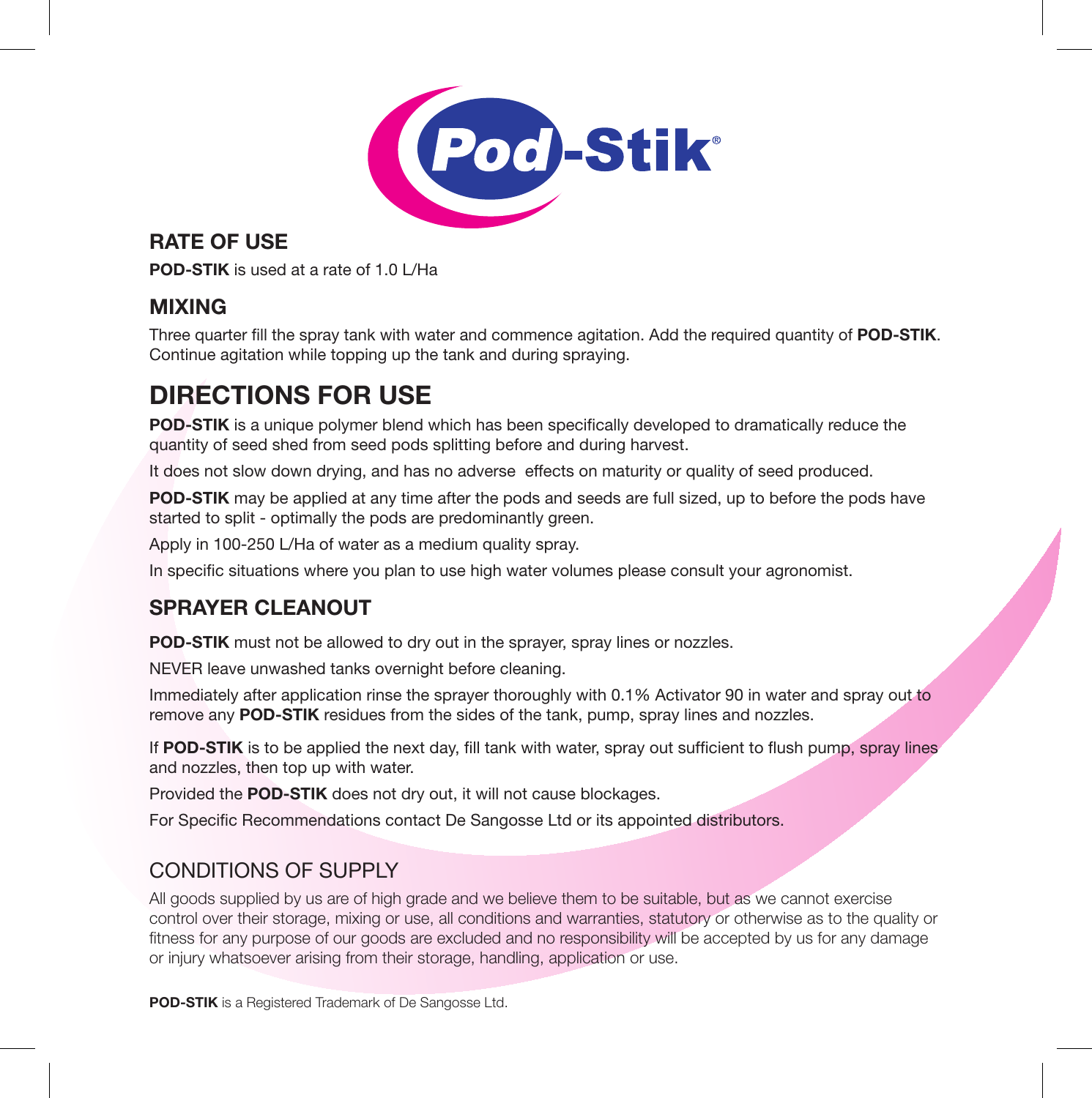Pod-Stik®

## RATE OF USE

**POD-STIK** is used at a rate of 1.0 L/Ha

## MIXING

Three quarter fill the spray tank with water and commence agitation. Add the required quantity of **POD-STIK**. Continue agitation while topping up the tank and during spraying.

# DIRECTIONS FOR USE

**POD-STIK** is a unique polymer blend which has been specifically developed to dramatically reduce the quantity of seed shed from seed pods splitting before and during harvest.

It does not slow down drying, and has no adverse effects on maturity or quality of seed produced.

**POD-STIK** may be applied at any time after the pods and seeds are full sized, up to before the pods have started to split - optimally the pods are predominantly green.

Apply in 100-250 L/Ha of water as a medium quality spray.

In specific situations where you plan to use high water volumes please consult your agronomist.

## SPRAYER CLEANOUT

**POD-STIK** must not be allowed to dry out in the sprayer, spray lines or nozzles.

NEVER leave unwashed tanks overnight before cleaning.

Immediately after application rinse the sprayer thoroughly with 0.1% Activator 90 in water and spray out to remove any **POD-STIK** residues from the sides of the tank, pump, spray lines and nozzles.

If **POD-STIK** is to be applied the next day, fill tank with water, spray out sufficient to flush pump, spray lines and nozzles, then top up with water.

Provided the **POD-STIK** does not dry out, it will not cause blockages.

For Specific Recommendations contact De Sangosse Ltd or its appointed distributors.

## CONDITIONS OF SUPPLY

All goods supplied by us are of high grade and we believe them to be suitable, but as we cannot exercise control over their storage, mixing or use, all conditions and warranties, statutory or otherwise as to the quality or fitness for any purpose of our goods are excluded and no responsibility will be accepted by us for any damage or injury whatsoever arising from their storage, handling, application or use.

**POD-STIK** is a Registered Trademark of De Sangosse Ltd.